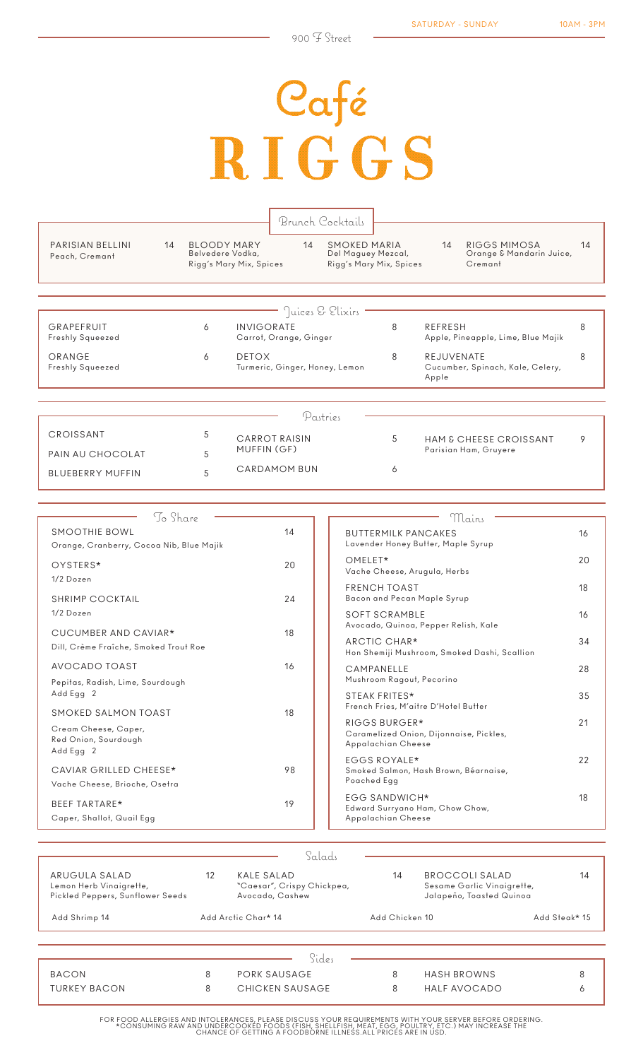900 F Street

SATURDAY - SUNDAY 10AM - 3PM

# Café RIGGS

## Brunch Cocktails

| Item | Description | Price |
|---|---|---|
| PARISIAN BELLINI | Peach, Cremant | 14 |
| BLOODY MARY | Belvedere Vodka, Rigg's Mary Mix, Spices | 14 |
| SMOKED MARIA | Del Maguey Mezcal, Rigg's Mary Mix, Spices | 14 |
| RIGGS MIMOSA | Orange & Mandarin Juice, Cremant | 14 |

## Juices & Elixirs

| Item | Description | Price |
|---|---|---|
| GRAPEFRUIT | Freshly Squeezed | 6 |
| ORANGE | Freshly Squeezed | 6 |
| INVIGORATE | Carrot, Orange, Ginger | 8 |
| DETOX | Turmeric, Ginger, Honey, Lemon | 8 |
| REFRESH | Apple, Pineapple, Lime, Blue Majik | 8 |
| REJUVENATE | Cucumber, Spinach, Kale, Celery, Apple | 8 |

## Pastries

| Item | Description | Price |
|---|---|---|
| CROISSANT | | 5 |
| PAIN AU CHOCOLAT | | 5 |
| BLUEBERRY MUFFIN | | 5 |
| CARROT RAISIN MUFFIN (GF) | | 5 |
| CARDAMOM BUN | | 6 |
| HAM & CHEESE CROISSANT | Parisian Ham, Gruyere | 9 |

## To Share

| Item | Description | Price |
|---|---|---|
| SMOOTHIE BOWL | Orange, Cranberry, Cocoa Nib, Blue Majik | 14 |
| OYSTERS* | 1/2 Dozen | 20 |
| SHRIMP COCKTAIL | 1/2 Dozen | 24 |
| CUCUMBER AND CAVIAR* | Dill, Crème Fraîche, Smoked Trout Roe | 18 |
| AVOCADO TOAST | Pepitas, Radish, Lime, Sourdough; Add Egg 2 | 16 |
| SMOKED SALMON TOAST | Cream Cheese, Caper, Red Onion, Sourdough; Add Egg 2 | 18 |
| CAVIAR GRILLED CHEESE* | Vache Cheese, Brioche, Osetra | 98 |
| BEEF TARTARE* | Caper, Shallot, Quail Egg | 19 |

## Mains

| Item | Description | Price |
|---|---|---|
| BUTTERMILK PANCAKES | Lavender Honey Butter, Maple Syrup | 16 |
| OMELET* | Vache Cheese, Arugula, Herbs | 20 |
| FRENCH TOAST | Bacon and Pecan Maple Syrup | 18 |
| SOFT SCRAMBLE | Avocado, Quinoa, Pepper Relish, Kale | 16 |
| ARCTIC CHAR* | Hon Shemiji Mushroom, Smoked Dashi, Scallion | 34 |
| CAMPANELLE | Mushroom Ragout, Pecorino | 28 |
| STEAK FRITES* | French Fries, M'aitre D'Hotel Butter | 35 |
| RIGGS BURGER* | Caramelized Onion, Dijonnaise, Pickles, Appalachian Cheese | 21 |
| EGGS ROYALE* | Smoked Salmon, Hash Brown, Béarnaise, Poached Egg | 22 |
| EGG SANDWICH* | Edward Surryano Ham, Chow Chow, Appalachian Cheese | 18 |

## Salads

| Item | Description | Price |
|---|---|---|
| ARUGULA SALAD | Lemon Herb Vinaigrette, Pickled Peppers, Sunflower Seeds | 12 |
| KALE SALAD | "Caesar", Crispy Chickpea, Avocado, Cashew | 14 |
| BROCCOLI SALAD | Sesame Garlic Vinaigrette, Jalapeño, Toasted Quinoa | 14 |

Add Shrimp 14 | Add Arctic Char* 14 | Add Chicken 10 | Add Steak* 15

## Sides

| Item | Price |
|---|---|
| BACON | 8 |
| TURKEY BACON | 8 |
| PORK SAUSAGE | 8 |
| CHICKEN SAUSAGE | 8 |
| HASH BROWNS | 8 |
| HALF AVOCADO | 6 |

FOR FOOD ALLERGIES AND INTOLERANCES, PLEASE DISCUSS YOUR REQUIREMENTS WITH YOUR SERVER BEFORE ORDERING.
*CONSUMING RAW AND UNDERCOOKED FOODS (FISH, SHELLFISH, MEAT, EGG, POULTRY, ETC.) MAY INCREASE THE CHANCE OF GETTING A FOODBORNE ILLNESS.ALL PRICES ARE IN USD.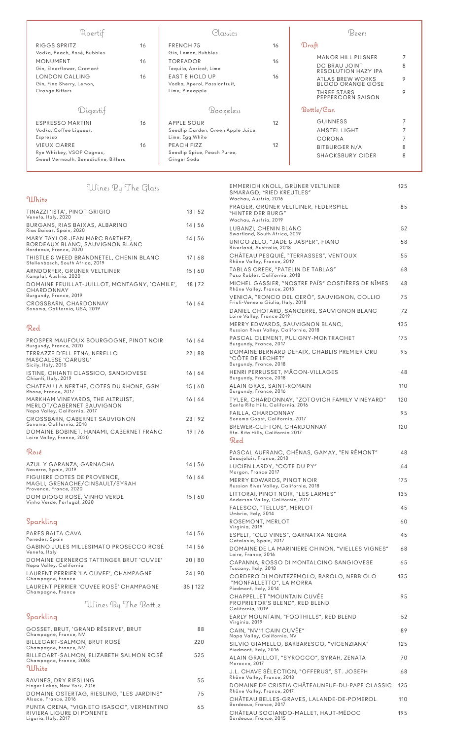## Apertif

| | |
|---|---|
| RIGGS SPRITZ<br>Vodka, Peach, Rosé, Bubbles | 16 |
| MONUMENT<br>Gin, Elderflower, Cremant | 16 |
| LONDON CALLING<br>Gin, Fino Sherry, Lemon, Orange Bitters | 16 |

## Digestif

| | |
|---|---|
| ESPRESSO MARTINI<br>Vodka, Coffee Liqueur, Espresso | 16 |
| VIEUX CARRE<br>Rye Whiskey, VSOP Cognac, Sweet Vermouth, Benedictine, Bitters | 16 |

## Classics

| | |
|---|---|
| FRENCH 75<br>Gin, Lemon, Bubbles | 16 |
| TOREADOR<br>Tequila, Apricot, Lime | 16 |
| EAST 8 HOLD UP<br>Vodka, Aperol, Passionfruit, Lime, Pineapple | 16 |

## Boozeless

| | |
|---|---|
| APPLE SOUR<br>Seedlip Garden, Green Apple Juice, Lime, Egg White | 12 |
| PEACH FIZZ<br>Seedlip Spice, Peach Puree, Ginger Soda | 12 |

## Beers

### Draft

| | |
|---|---|
| MANOR HILL PILSNER | 7 |
| DC BRAU JOINT RESOLUTION HAZY IPA | 8 |
| ATLAS BREW WORKS BLOOD ORANGE GOSE | 9 |
| THREE STARS PEPPERCORN SAISON | 9 |

### Bottle/Can

| | |
|---|---|
| GUINNESS | 7 |
| AMSTEL LIGHT | 7 |
| CORONA | 7 |
| BITBURGER N/A | 8 |
| SHACKSBURY CIDER | 8 |

## Wines By The Glass

### White

| | |
|---|---|
| TINAZZI 'ISTA', PINOT GRIGIO<br>Veneto, Italy, 2020 | 13 \| 52 |
| BURGANS, RIAS BAIXAS, ALBARINO<br>Rias Baixas, Spain, 2020 | 14 \| 56 |
| MARY TAYLOR JEAN MARC BARTHEZ, BORDEAUX BLANC, SAUVIGNON BLANC<br>Bordeaux, France, 2020 | 14 \| 56 |
| THISTLE & WEED BRANDNETEL, CHENIN BLANC<br>Stellenbosch, South Africa, 2019 | 17 \| 68 |
| ARNDORFER, GRUNER VELTLINER<br>Kamptal, Austria, 2020 | 15 \| 60 |
| DOMAINE FEUILLAT-JUILLOT, MONTAGNY, 'CAMILE', CHARDONNAY<br>Burgundy, France, 2019 | 18 \| 72 |
| CROSSBARN, CHARDONNAY<br>Sonoma, California, USA, 2019 | 16 \| 64 |

### Red

| | |
|---|---|
| PROSPER MAUFOUX BOURGOGNE, PINOT NOIR<br>Burgundy, France, 2020 | 16 \| 64 |
| TERRAZZE D'ELL ETNA, NERELLO MASCALESE 'CARUSU'<br>Sicily, Italy, 2015 | 22 \| 88 |
| ISTINE, CHIANTI CLASSICO, SANGIOVESE<br>Chianti, Italy, 2019 | 16 \| 64 |
| CHATEAU LA NERTHE, COTES DU RHONE, GSM<br>Rhone, France, 2017 | 15 \| 60 |
| MARKHAM VINEYARDS, THE ALTRUIST, MERLOT/CABERNET SAUVIGNON<br>Napa Valley, California, 2017 | 16 \| 64 |
| CROSSBARN, CABERNET SAUVIGNON<br>Sonoma, California, 2018 | 23 \| 92 |
| DOMAINE BOBINET, HANAMI, CABERNET FRANC<br>Loire Valley, France, 2020 | 19 \| 76 |

### Rosé

| | |
|---|---|
| AZUL Y GARANZA, GARNACHA<br>Navarra, Spain, 2019 | 14 \| 56 |
| FIGUIERE COTES DE PROVENCE, MAGLI, GRENACHE/CINSAULT/SYRAH<br>Provence, France, 2020 | 16 \| 64 |
| DOM DIOGO ROSÉ, VINHO VERDE<br>Vinho Verde, Portugal, 2020 | 15 \| 60 |

### Sparkling

| | |
|---|---|
| PARES BALTA CAVA<br>Penedes, Spain | 14 \| 56 |
| GABINO JULES MILLESIMATO PROSECCO ROSÉ<br>Veneto, Italy | 14 \| 56 |
| DOMAINE CERNEROS TATTINGER BRUT 'CUVEE'<br>Napa Valley, California | 20 \| 80 |
| LAURENT PERRIER 'LA CUVEE', CHAMPAGNE<br>Champagne, France | 24 \| 90 |
| LAURENT PERRIER 'CUVEE ROSÉ' CHAMPAGNE<br>Champagne, France | 35 \| 122 |

## Wines By The Bottle

### Sparkling

| | |
|---|---|
| GOSSET, BRUT, 'GRAND RÉSERVE', BRUT<br>Champagne, France, NV | 88 |
| BILLECART-SALMON, BRUT ROSÉ<br>Champagne, France, NV | 220 |
| BILLECART-SALMON, ELIZABETH SALMON ROSÉ<br>Champagne, France, 2008 | 525 |

### White

| | |
|---|---|
| RAVINES, DRY RIESLING<br>Finger Lakes, New York, 2016 | 55 |
| DOMAINE OSTERTAG, RIESLING, "LES JARDINS"<br>Alsace, France, 2016 | 75 |
| PUNTA CRENA, "VIGNETO ISASCO", VERMENTINO RIVIERA LIGURE DI PONENTE<br>Liguria, Italy, 2017 | 65 |
| EMMERICH KNOLL, GRÜNER VELTLINER SMARAGD, "RIED KREUTLES"<br>Wachau, Austria, 2016 | 125 |
| PRAGER, GRÜNER VELTLINER, FEDERSPIEL "HINTER DER BURG"<br>Wachau, Austria, 2019 | 85 |
| LUBANZI, CHENIN BLANC<br>Swartland, South Africa, 2019 | 52 |
| UNICO ZELO, "JADE & JASPER", FIANO<br>Riverland, Australia, 2018 | 58 |
| CHÂTEAU PESQUIÉ, "TERRASSES", VENTOUX<br>Rhône Valley, France, 2019 | 55 |
| TABLAS CREEK, "PATELIN DE TABLAS"<br>Paso Robles, California, 2018 | 68 |
| MICHEL GASSIER, "NOSTRE PAÏS" COSTIÈRES DE NÎMES<br>Rhône Valley, France, 2018 | 48 |
| VENICA, "RONCO DEL CERÔ", SAUVIGNON, COLLIO<br>Friuli-Venezia Giulia, Italy, 2018 | 75 |
| DANIEL CHOTARD, SANCERRE, SAUVIGNON BLANC<br>Loire Valley, France 2019 | 72 |
| MERRY EDWARDS, SAUVIGNON BLANC,<br>Russian River Valley, California, 2018 | 135 |
| PASCAL CLEMENT, PULIGNY-MONTRACHET<br>Burgundy, France, 2017 | 175 |
| DOMAINE BERNARD DEFAIX, CHABLIS PREMIER CRU "CÔTE DE LECHET"<br>Burgundy, France, 2018 | 95 |
| HENRI PERRUSSET, MÂCON-VILLAGES<br>Burgundy, France, 2018 | 48 |
| ALAIN GRAS, SAINT-ROMAIN<br>Burgundy, France, 2016 | 110 |
| TYLER, CHARDONNAY, "ZOTOVICH FAMILY VINEYARD"<br>Santa Rita Hills, California, 2016 | 120 |
| FAILLA, CHARDONNAY<br>Sonoma Coast, California, 2017 | 95 |
| BREWER-CLIFTON, CHARDONNAY<br>Sta. Rita Hills, California 2017 | 120 |

### Red

| | |
|---|---|
| PASCAL AUFRANC, CHÉNAS, GAMAY, "EN RÊMONT"<br>Beaujolais, France, 2018 | 48 |
| LUCIEN LARDY, "COTE DU PY"<br>Morgon, France 2017 | 64 |
| MERRY EDWARDS, PINOT NOIR<br>Russian River Valley, California, 2018 | 175 |
| LITTORAI, PINOT NOIR, "LES LARMES"<br>Anderson Valley, California, 2017 | 135 |
| FALESCO, "TELLUS", MERLOT<br>Umbria, Italy, 2014 | 45 |
| ROSEMONT, MERLOT<br>Virginia, 2019 | 60 |
| ESPELT, "OLD VINES", GARNATXA NEGRA<br>Catalonia, Spain, 2017 | 45 |
| DOMAINE DE LA MARINIERE CHINON, "VIELLES VIGNES"<br>Loire, France, 2016 | 68 |
| CAPANNA, ROSSO DI MONTALCINO SANGIOVESE<br>Tuscany, Italy, 2018 | 65 |
| CORDERO DI MONTEZEMOLO, BAROLO, NEBBIOLO "MONFALLETTO", LA MORRA<br>Piedmont, Italy, 2014 | 135 |
| CHAPPELLET "MOUNTAIN CUVÉE PROPRIETOR'S BLEND", RED BLEND<br>California, 2019 | 95 |
| EARLY MOUNTAIN, "FOOTHILLS", RED BLEND<br>Virginia, 2019 | 52 |
| CAIN, "NV11 CAIN CUVÉE"<br>Napa Valley, California, NV | 89 |
| SILVIO GIAMELLO, BARBARESCO, "VICENZIANA"<br>Piedmont, Italy, 2016 | 125 |
| ALAIN GRAILLOT, "SYROCCO", SYRAH, ZENATA<br>Morocco, 2017 | 70 |
| J.L. CHAVE SÉLECTION, "OFFERUS", ST. JOSEPH<br>Rhône Valley, France, 2018 | 68 |
| DOMAINE DE CRISTIA CHÂTEAUNEUF-DU-PAPE CLASSIC<br>Rhône Valley, France, 2017 | 125 |
| CHÂTEAU BELLES-GRAVES, LALANDE-DE-POMEROL<br>Bordeaux, France, 2017 | 110 |
| CHÂTEAU SOCIANDO-MALLET, HAUT-MÉDOC<br>Bordeaux, France, 2015 | 195 |